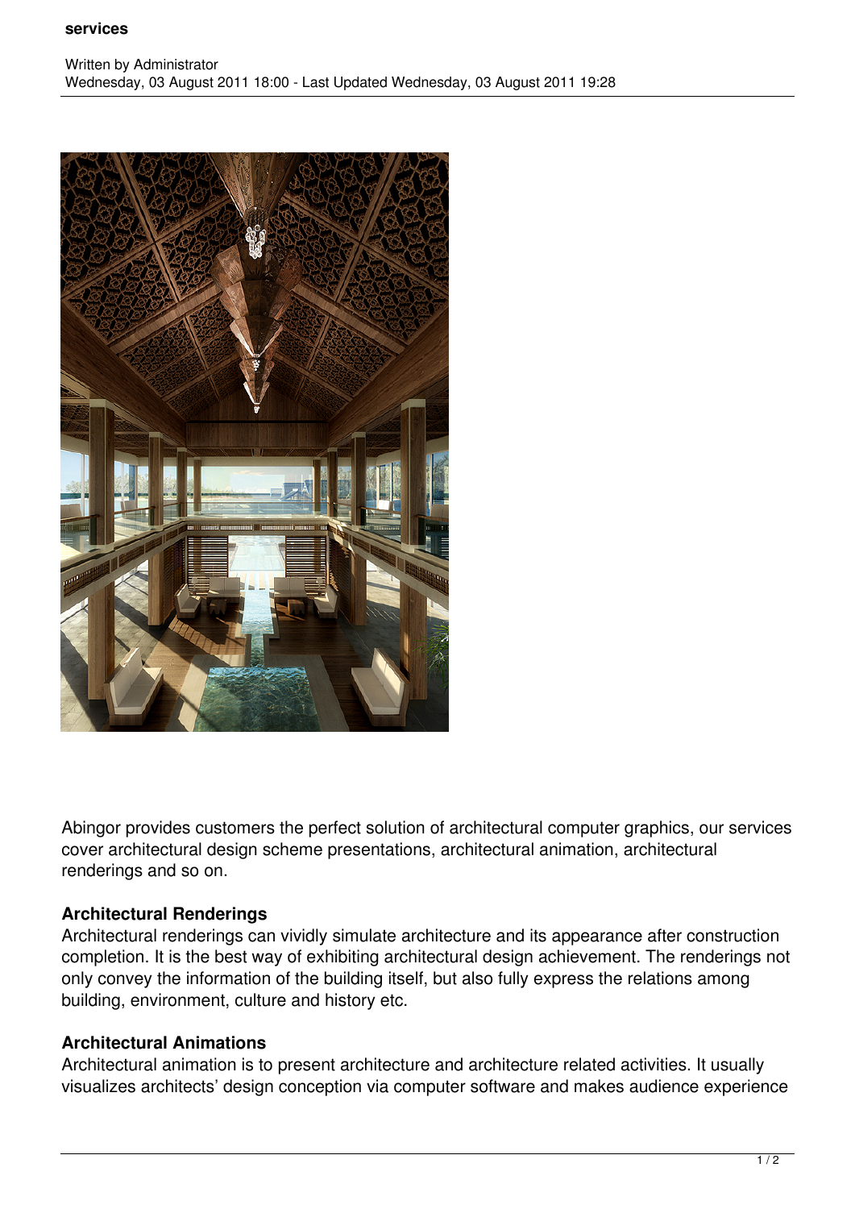# services

Written by Administrator
Wednesday, 03 August 2011 18:00 - Last Updated Wednesday, 03 August 2011 19:28

Abingor provides customers the perfect solution of architectural computer graphics, our services cover architectural design scheme presentations, architectural animation, architectural renderings and so on.

**Architectural Renderings**
Architectural renderings can vividly simulate architecture and its appearance after construction completion. It is the best way of exhibiting architectural design achievement. The renderings not only convey the information of the building itself, but also fully express the relations among building, environment, culture and history etc.

**Architectural Animations**
Architectural animation is to present architecture and architecture related activities. It usually visualizes architects' design conception via computer software and makes audience experience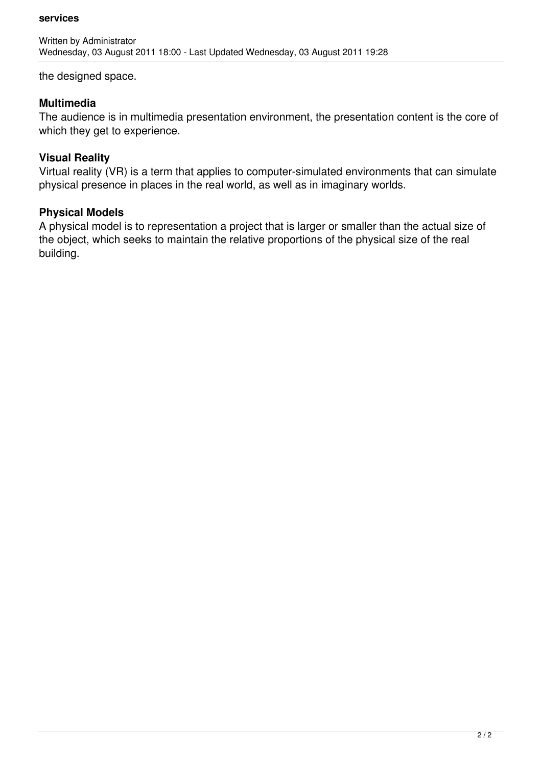the designed space.

**Multimedia**
The audience is in multimedia presentation environment, the presentation content is the core of which they get to experience.

**Visual Reality**
Virtual reality (VR) is a term that applies to computer-simulated environments that can simulate physical presence in places in the real world, as well as in imaginary worlds.

**Physical Models**
A physical model is to representation a project that is larger or smaller than the actual size of the object, which seeks to maintain the relative proportions of the physical size of the real building.